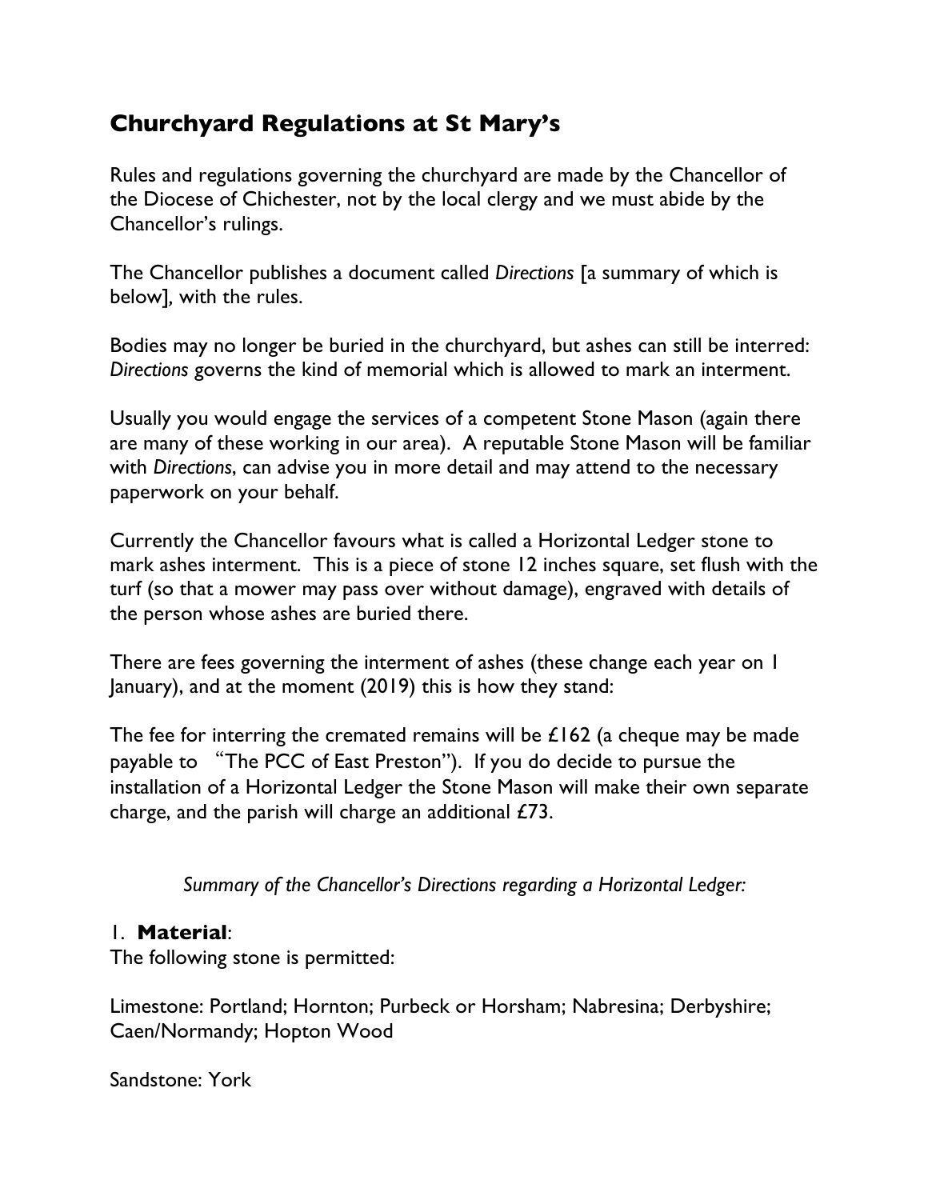# Churchyard Regulations at St Mary's

Rules and regulations governing the churchyard are made by the Chancellor of the Diocese of Chichester, not by the local clergy and we must abide by the Chancellor's rulings.

The Chancellor publishes a document called *Directions* [a summary of which is below], with the rules.

Bodies may no longer be buried in the churchyard, but ashes can still be interred: *Directions* governs the kind of memorial which is allowed to mark an interment.

Usually you would engage the services of a competent Stone Mason (again there are many of these working in our area). A reputable Stone Mason will be familiar with *Directions*, can advise you in more detail and may attend to the necessary paperwork on your behalf.

Currently the Chancellor favours what is called a Horizontal Ledger stone to mark ashes interment. This is a piece of stone 12 inches square, set flush with the turf (so that a mower may pass over without damage), engraved with details of the person whose ashes are buried there.

There are fees governing the interment of ashes (these change each year on 1 January), and at the moment (2019) this is how they stand:

The fee for interring the cremated remains will be £162 (a cheque may be made payable to "The PCC of East Preston"). If you do decide to pursue the installation of a Horizontal Ledger the Stone Mason will make their own separate charge, and the parish will charge an additional £73.

*Summary of the Chancellor's Directions regarding a Horizontal Ledger:*

1. **Material**:
The following stone is permitted:

Limestone: Portland; Hornton; Purbeck or Horsham; Nabresina; Derbyshire; Caen/Normandy; Hopton Wood

Sandstone: York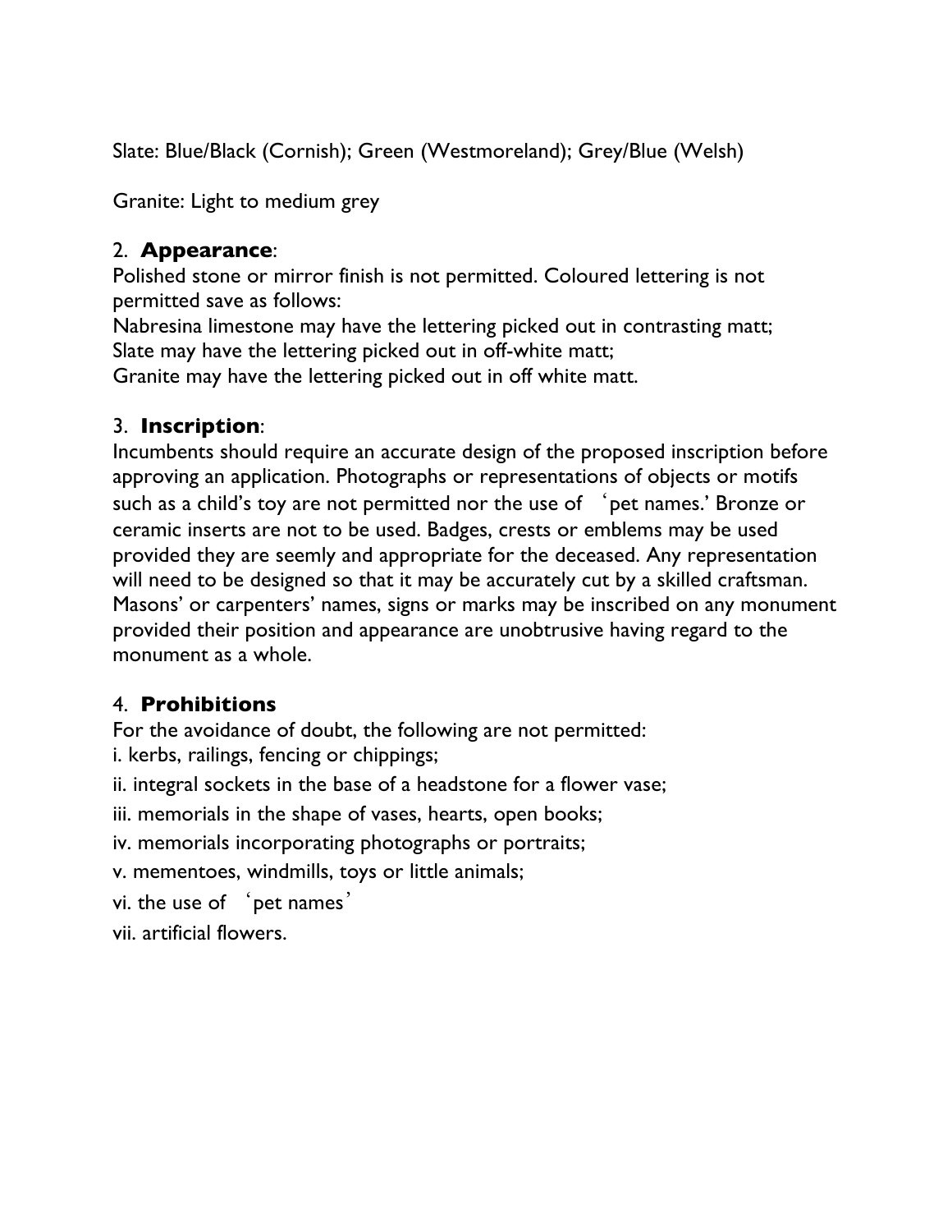Slate: Blue/Black (Cornish); Green (Westmoreland); Grey/Blue (Welsh)

Granite: Light to medium grey

2. **Appearance**:

Polished stone or mirror finish is not permitted. Coloured lettering is not permitted save as follows:
Nabresina limestone may have the lettering picked out in contrasting matt;
Slate may have the lettering picked out in off-white matt;
Granite may have the lettering picked out in off white matt.

3. **Inscription**:

Incumbents should require an accurate design of the proposed inscription before approving an application. Photographs or representations of objects or motifs such as a child's toy are not permitted nor the use of 'pet names.' Bronze or ceramic inserts are not to be used. Badges, crests or emblems may be used provided they are seemly and appropriate for the deceased. Any representation will need to be designed so that it may be accurately cut by a skilled craftsman. Masons' or carpenters' names, signs or marks may be inscribed on any monument provided their position and appearance are unobtrusive having regard to the monument as a whole.

4. **Prohibitions**

For the avoidance of doubt, the following are not permitted:
i. kerbs, railings, fencing or chippings;
ii. integral sockets in the base of a headstone for a flower vase;
iii. memorials in the shape of vases, hearts, open books;
iv. memorials incorporating photographs or portraits;
v. mementoes, windmills, toys or little animals;
vi. the use of 'pet names'
vii. artificial flowers.